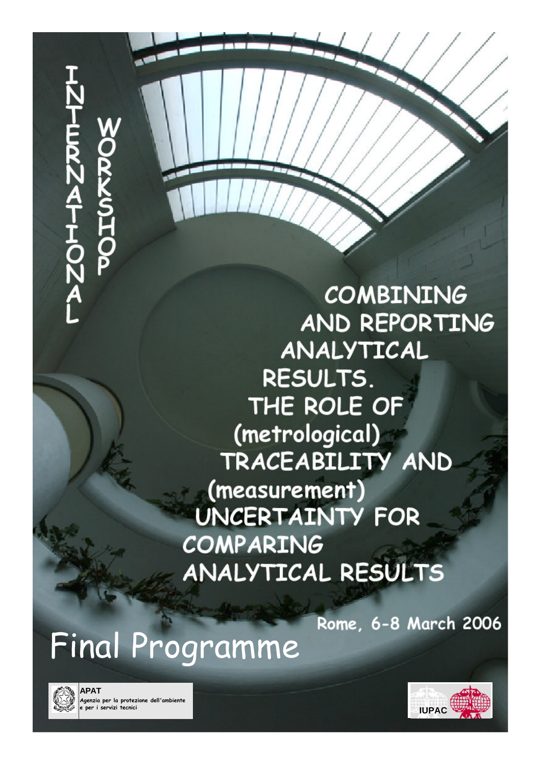INTERNATIONAL WORKSHOP

# COMBINING AND REPORTING ANALYTICAL RESULTS. THE ROLE OF (metrological) TRACEABILITY AND (measurement) UNCERTAINTY FOR COMPARING ANALYTICAL RESULTS

Rome, 6-8 March 2006

# Final Programme

**APAT**
Agenzia per la protezione dell'ambiente e per i servizi tecnici

IUPAC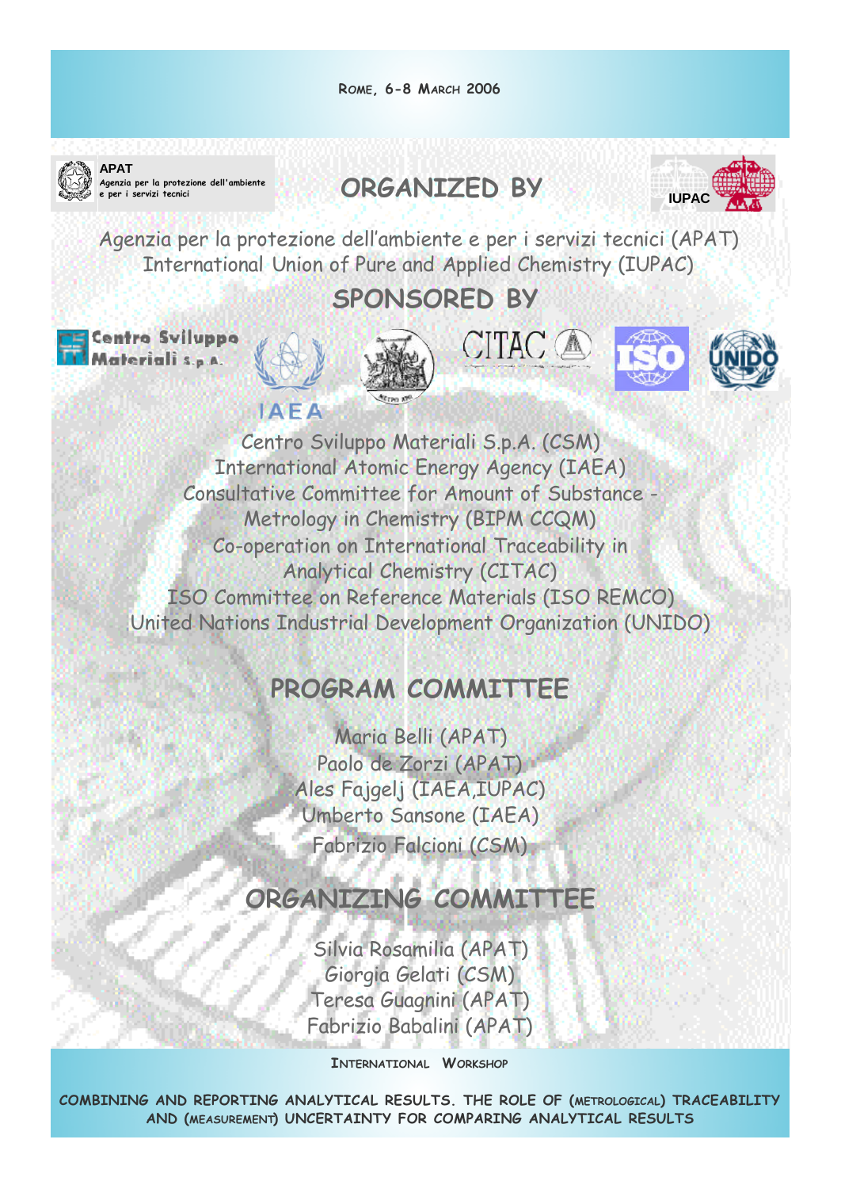ROME, 6-8 MARCH 2006

APAT
Agenzia per la protezione dell'ambiente e per i servizi tecnici

## ORGANIZED BY

IUPAC

Agenzia per la protezione dell'ambiente e per i servizi tecnici (APAT)
International Union of Pure and Applied Chemistry (IUPAC)

## SPONSORED BY

Centro Sviluppo Materiali S.p.A.

IAEA

CITAC

ISO

UNIDO

Centro Sviluppo Materiali S.p.A. (CSM)
International Atomic Energy Agency (IAEA)
Consultative Committee for Amount of Substance - Metrology in Chemistry (BIPM CCQM)
Co-operation on International Traceability in Analytical Chemistry (CITAC)
ISO Committee on Reference Materials (ISO REMCO)
United Nations Industrial Development Organization (UNIDO)

## PROGRAM COMMITTEE

Maria Belli (APAT)
Paolo de Zorzi (APAT)
Ales Fajgelj (IAEA,IUPAC)
Umberto Sansone (IAEA)
Fabrizio Falcioni (CSM)

## ORGANIZING COMMITTEE

Silvia Rosamilia (APAT)
Giorgia Gelati (CSM)
Teresa Guagnini (APAT)
Fabrizio Babalini (APAT)

INTERNATIONAL WORKSHOP

COMBINING AND REPORTING ANALYTICAL RESULTS. THE ROLE OF (METROLOGICAL) TRACEABILITY AND (MEASUREMENT) UNCERTAINTY FOR COMPARING ANALYTICAL RESULTS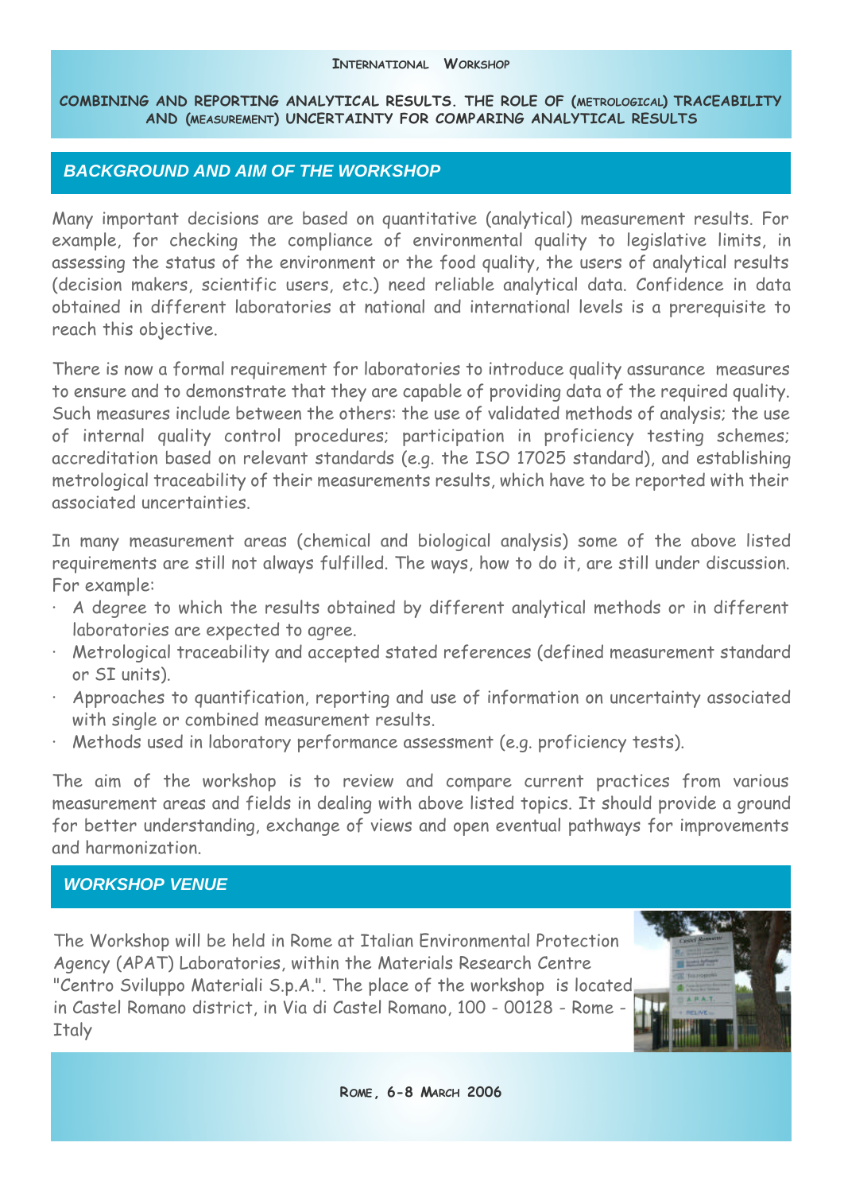INTERNATIONAL WORKSHOP

**COMBINING AND REPORTING ANALYTICAL RESULTS. THE ROLE OF (METROLOGICAL) TRACEABILITY AND (MEASUREMENT) UNCERTAINTY FOR COMPARING ANALYTICAL RESULTS**

## *BACKGROUND AND AIM OF THE WORKSHOP*

Many important decisions are based on quantitative (analytical) measurement results. For example, for checking the compliance of environmental quality to legislative limits, in assessing the status of the environment or the food quality, the users of analytical results (decision makers, scientific users, etc.) need reliable analytical data. Confidence in data obtained in different laboratories at national and international levels is a prerequisite to reach this objective.

There is now a formal requirement for laboratories to introduce quality assurance measures to ensure and to demonstrate that they are capable of providing data of the required quality. Such measures include between the others: the use of validated methods of analysis; the use of internal quality control procedures; participation in proficiency testing schemes; accreditation based on relevant standards (e.g. the ISO 17025 standard), and establishing metrological traceability of their measurements results, which have to be reported with their associated uncertainties.

In many measurement areas (chemical and biological analysis) some of the above listed requirements are still not always fulfilled. The ways, how to do it, are still under discussion. For example:

- A degree to which the results obtained by different analytical methods or in different laboratories are expected to agree.
- Metrological traceability and accepted stated references (defined measurement standard or SI units).
- Approaches to quantification, reporting and use of information on uncertainty associated with single or combined measurement results.
- Methods used in laboratory performance assessment (e.g. proficiency tests).

The aim of the workshop is to review and compare current practices from various measurement areas and fields in dealing with above listed topics. It should provide a ground for better understanding, exchange of views and open eventual pathways for improvements and harmonization.

## *WORKSHOP VENUE*

The Workshop will be held in Rome at Italian Environmental Protection Agency (APAT) Laboratories, within the Materials Research Centre "Centro Sviluppo Materiali S.p.A.". The place of the workshop is located in Castel Romano district, in Via di Castel Romano, 100 - 00128 - Rome - Italy

**ROME, 6-8 MARCH 2006**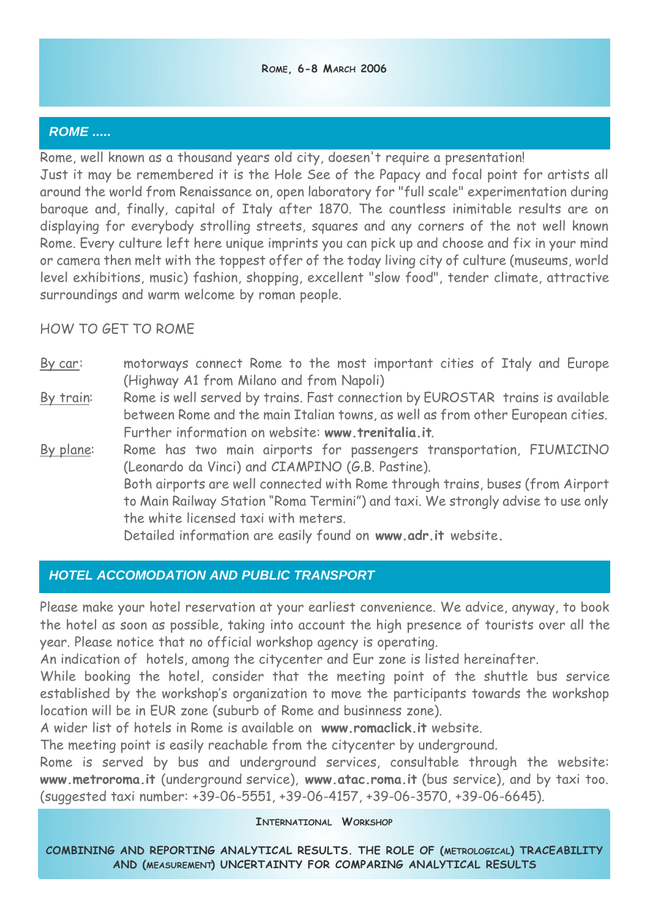## *ROME .....*

Rome, well known as a thousand years old city, doesen't require a presentation!
Just it may be remembered it is the Hole See of the Papacy and focal point for artists all around the world from Renaissance on, open laboratory for "full scale" experimentation during baroque and, finally, capital of Italy after 1870. The countless inimitable results are on displaying for everybody strolling streets, squares and any corners of the not well known Rome. Every culture left here unique imprints you can pick up and choose and fix in your mind or camera then melt with the toppest offer of the today living city of culture (museums, world level exhibitions, music) fashion, shopping, excellent "slow food", tender climate, attractive surroundings and warm welcome by roman people.

HOW TO GET TO ROME

By car: motorways connect Rome to the most important cities of Italy and Europe (Highway A1 from Milano and from Napoli)

By train: Rome is well served by trains. Fast connection by EUROSTAR trains is available between Rome and the main Italian towns, as well as from other European cities. Further information on website: **www.trenitalia.it**.

By plane: Rome has two main airports for passengers transportation, FIUMICINO (Leonardo da Vinci) and CIAMPINO (G.B. Pastine).
Both airports are well connected with Rome through trains, buses (from Airport to Main Railway Station "Roma Termini") and taxi. We strongly advise to use only the white licensed taxi with meters.
Detailed information are easily found on **www.adr.it** website.

## *HOTEL ACCOMODATION AND PUBLIC TRANSPORT*

Please make your hotel reservation at your earliest convenience. We advice, anyway, to book the hotel as soon as possible, taking into account the high presence of tourists over all the year. Please notice that no official workshop agency is operating.
An indication of hotels, among the citycenter and Eur zone is listed hereinafter.
While booking the hotel, consider that the meeting point of the shuttle bus service established by the workshop's organization to move the participants towards the workshop location will be in EUR zone (suburb of Rome and businness zone).
A wider list of hotels in Rome is available on **www.romaclick.it** website.
The meeting point is easily reachable from the citycenter by underground.
Rome is served by bus and underground services, consultable through the website: **www.metroroma.it** (underground service), **www.atac.roma.it** (bus service), and by taxi too. (suggested taxi number: +39-06-5551, +39-06-4157, +39-06-3570, +39-06-6645).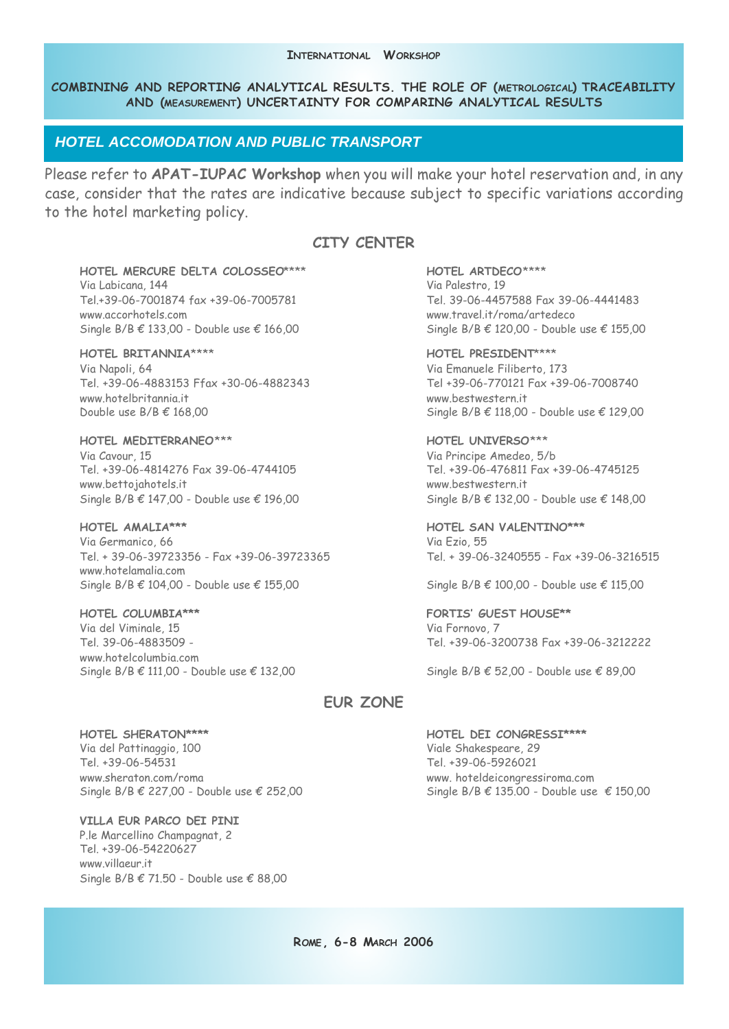## HOTEL ACCOMODATION AND PUBLIC TRANSPORT

Please refer to **APAT-IUPAC Workshop** when you will make your hotel reservation and, in any case, consider that the rates are indicative because subject to specific variations according to the hotel marketing policy.

### CITY CENTER

**HOTEL MERCURE DELTA COLOSSEO\*\*\*\***
Via Labicana, 144
Tel.+39-06-7001874 fax +39-06-7005781
www.accorhotels.com
Single B/B € 133,00 - Double use € 166,00

**HOTEL BRITANNIA\*\*\*\***
Via Napoli, 64
Tel. +39-06-4883153 Ffax +30-06-4882343
www.hotelbritannia.it
Double use B/B € 168,00

**HOTEL MEDITERRANEO\*\*\***
Via Cavour, 15
Tel. +39-06-4814276 Fax 39-06-4744105
www.bettojahotels.it
Single B/B € 147,00 - Double use € 196,00

**HOTEL AMALIA\*\*\***
Via Germanico, 66
Tel. + 39-06-39723356 - Fax +39-06-39723365
www.hotelamalia.com
Single B/B € 104,00 - Double use € 155,00

**HOTEL COLUMBIA\*\*\***
Via del Viminale, 15
Tel. 39-06-4883509 -
www.hotelcolumbia.com
Single B/B € 111,00 - Double use € 132,00

**HOTEL ARTDECO\*\*\*\***
Via Palestro, 19
Tel. 39-06-4457588 Fax 39-06-4441483
www.travel.it/roma/artedeco
Single B/B € 120,00 - Double use € 155,00

**HOTEL PRESIDENT\*\*\*\***
Via Emanuele Filiberto, 173
Tel +39-06-770121 Fax +39-06-7008740
www.bestwestern.it
Single B/B € 118,00 - Double use € 129,00

**HOTEL UNIVERSO\*\*\***
Via Principe Amedeo, 5/b
Tel. +39-06-476811 Fax +39-06-4745125
www.bestwestern.it
Single B/B € 132,00 - Double use € 148,00

**HOTEL SAN VALENTINO\*\*\***
Via Ezio, 55
Tel. + 39-06-3240555 - Fax +39-06-3216515

Single B/B € 100,00 - Double use € 115,00

**FORTIS' GUEST HOUSE\*\***
Via Fornovo, 7
Tel. +39-06-3200738 Fax +39-06-3212222

Single B/B € 52,00 - Double use € 89,00

### EUR ZONE

**HOTEL SHERATON\*\*\*\***
Via del Pattinaggio, 100
Tel. +39-06-54531
www.sheraton.com/roma
Single B/B € 227,00 - Double use € 252,00

**VILLA EUR PARCO DEI PINI**
P.le Marcellino Champagnat, 2
Tel. +39-06-54220627
www.villaeur.it
Single B/B € 71.50 - Double use € 88,00

**HOTEL DEI CONGRESSI\*\*\*\***
Viale Shakespeare, 29
Tel. +39-06-5926021
www. hoteldeicongressiroma.com
Single B/B € 135.00 - Double use € 150,00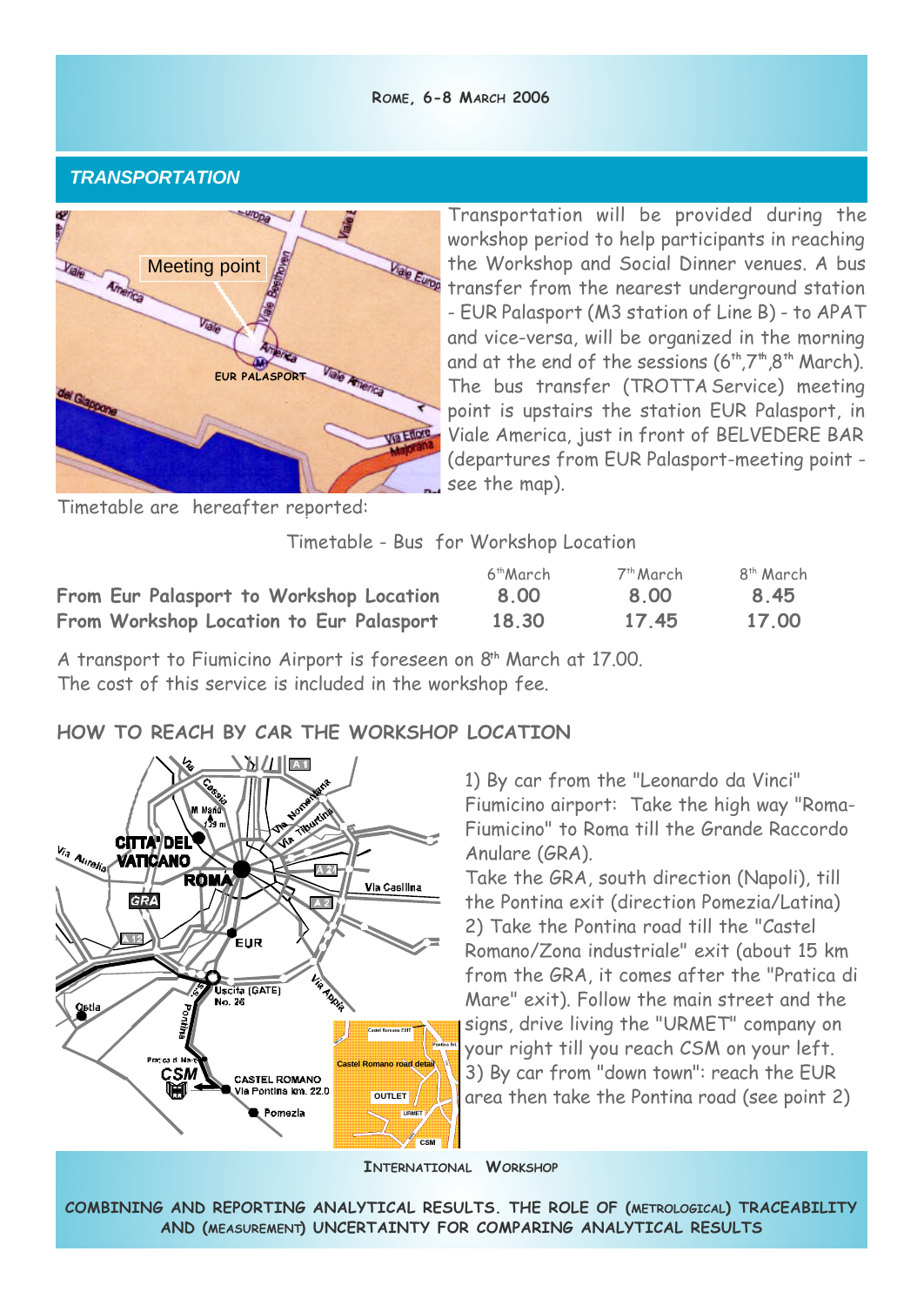## TRANSPORTATION

Transportation will be provided during the workshop period to help participants in reaching the Workshop and Social Dinner venues. A bus transfer from the nearest underground station - EUR Palasport (M3 station of Line B) - to APAT and vice-versa, will be organized in the morning and at the end of the sessions (6th, 7th, 8th March). The bus transfer (TROTTA Service) meeting point is upstairs the station EUR Palasport, in Viale America, just in front of BELVEDERE BAR (departures from EUR Palasport-meeting point - see the map).

Timetable are hereafter reported:

Timetable - Bus for Workshop Location

| | 6th March | 7th March | 8th March |
|---|---|---|---|
| **From Eur Palasport to Workshop Location** | 8.00 | 8.00 | 8.45 |
| **From Workshop Location to Eur Palasport** | 18.30 | 17.45 | 17.00 |

A transport to Fiumicino Airport is foreseen on 8th March at 17.00.
The cost of this service is included in the workshop fee.

## HOW TO REACH BY CAR THE WORKSHOP LOCATION

1) By car from the "Leonardo da Vinci" Fiumicino airport: Take the high way "Roma-Fiumicino" to Roma till the Grande Raccordo Anulare (GRA).
Take the GRA, south direction (Napoli), till the Pontina exit (direction Pomezia/Latina)
2) Take the Pontina road till the "Castel Romano/Zona industriale" exit (about 15 km from the GRA, it comes after the "Pratica di Mare" exit). Follow the main street and the signs, drive living the "URMET" company on your right till you reach CSM on your left.
3) By car from "down town": reach the EUR area then take the Pontina road (see point 2)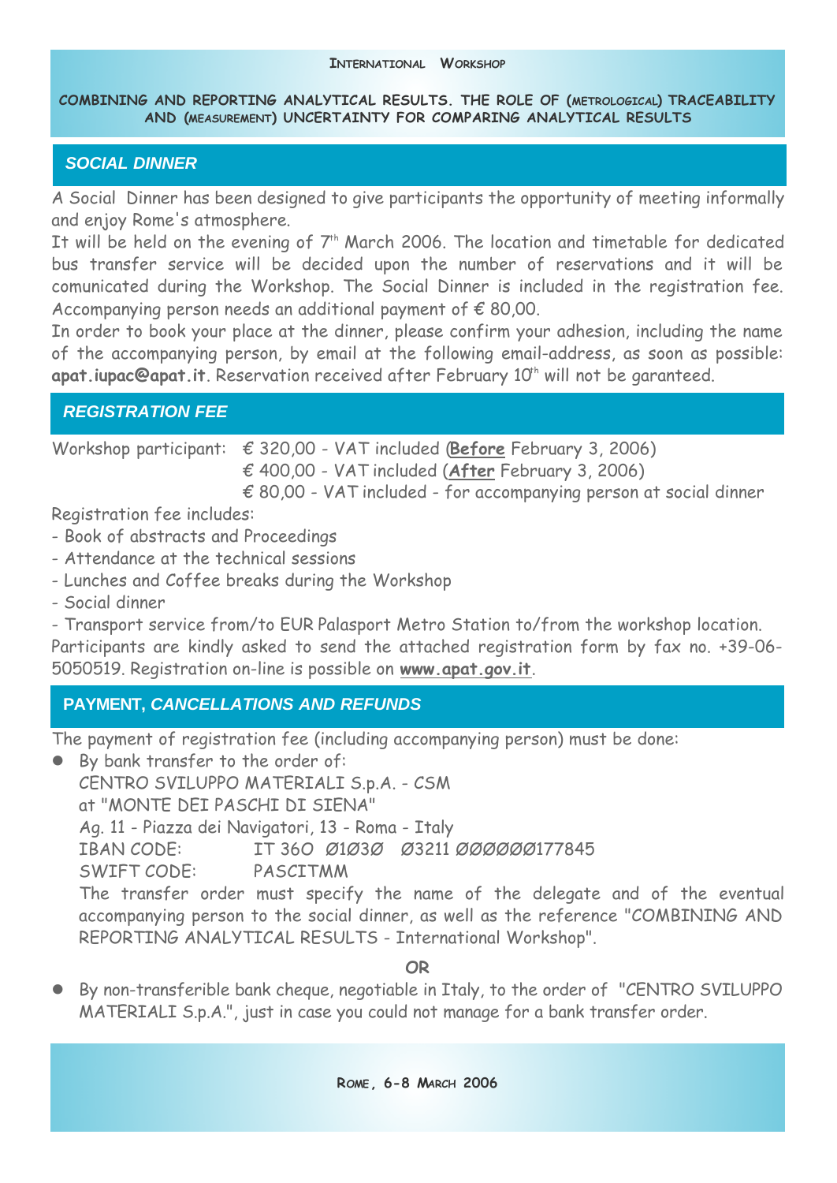## *SOCIAL DINNER*

A Social Dinner has been designed to give participants the opportunity of meeting informally and enjoy Rome's atmosphere.
It will be held on the evening of 7th March 2006. The location and timetable for dedicated bus transfer service will be decided upon the number of reservations and it will be comunicated during the Workshop. The Social Dinner is included in the registration fee. Accompanying person needs an additional payment of € 80,00.
In order to book your place at the dinner, please confirm your adhesion, including the name of the accompanying person, by email at the following email-address, as soon as possible: **apat.iupac@apat.it**. Reservation received after February 10th will not be garanteed.

## *REGISTRATION FEE*

Workshop participant: € 320,00 - VAT included (**Before** February 3, 2006)
€ 400,00 - VAT included (**After** February 3, 2006)
€ 80,00 - VAT included - for accompanying person at social dinner

Registration fee includes:

- Book of abstracts and Proceedings
- Attendance at the technical sessions
- Lunches and Coffee breaks during the Workshop
- Social dinner
- Transport service from/to EUR Palasport Metro Station to/from the workshop location.

Participants are kindly asked to send the attached registration form by fax no. +39-06-5050519. Registration on-line is possible on **www.apat.gov.it**.

## PAYMENT, *CANCELLATIONS AND REFUNDS*

The payment of registration fee (including accompanying person) must be done:

- By bank transfer to the order of:
  CENTRO SVILUPPO MATERIALI S.p.A. - CSM
  at "MONTE DEI PASCHI DI SIENA"
  Ag. 11 - Piazza dei Navigatori, 13 - Roma - Italy
  IBAN CODE: IT 36O Ø1Ø3Ø Ø3211 ØØØØØ177845
  SWIFT CODE: PASCITMM
  The transfer order must specify the name of the delegate and of the eventual accompanying person to the social dinner, as well as the reference "COMBINING AND REPORTING ANALYTICAL RESULTS - International Workshop".

*OR*

- By non-transferible bank cheque, negotiable in Italy, to the order of "CENTRO SVILUPPO MATERIALI S.p.A.", just in case you could not manage for a bank transfer order.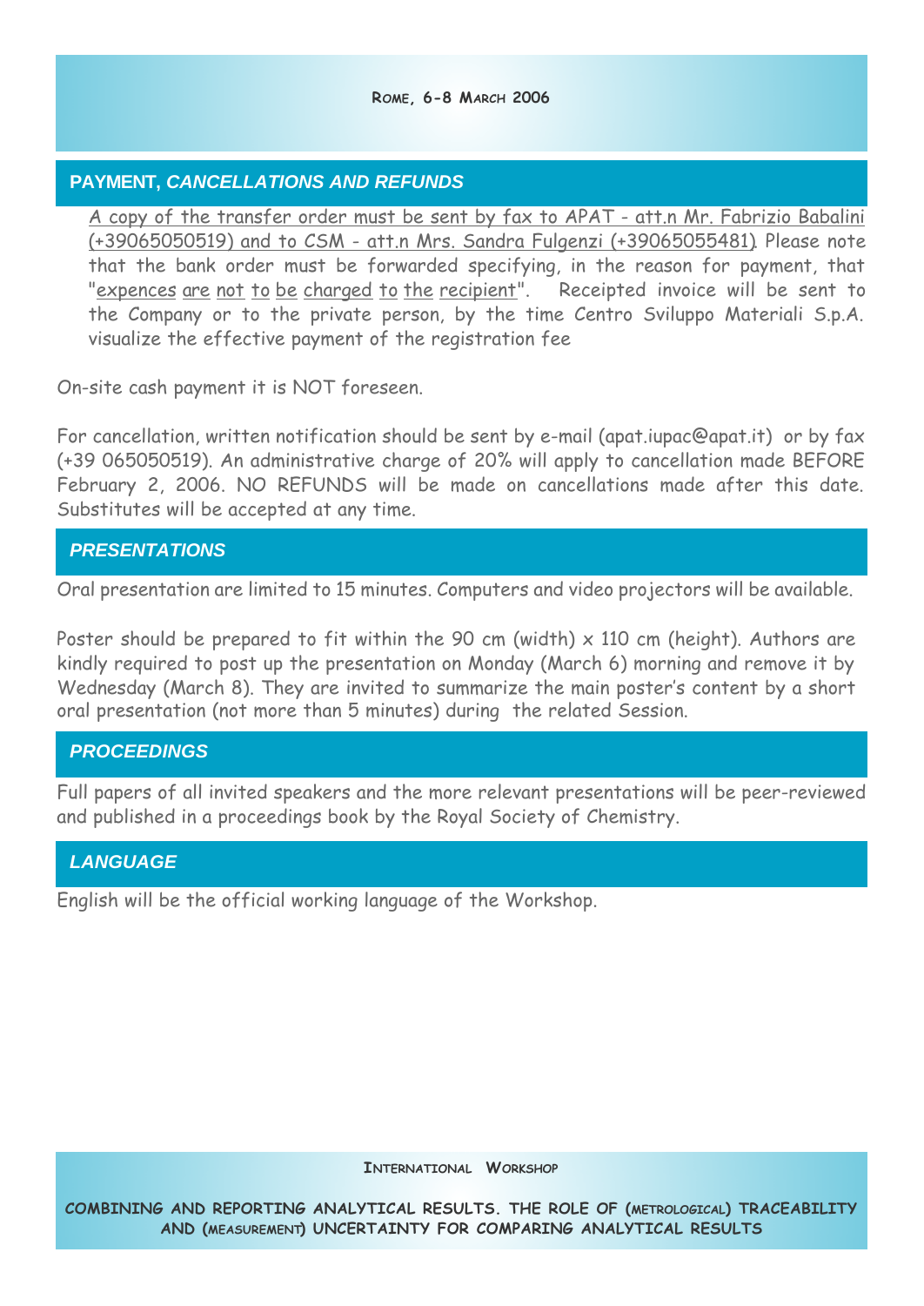## PAYMENT, *CANCELLATIONS AND REFUNDS*

A copy of the transfer order must be sent by fax to APAT - att.n Mr. Fabrizio Babalini (+39065050519) and to CSM - att.n Mrs. Sandra Fulgenzi (+39065055481). Please note that the bank order must be forwarded specifying, in the reason for payment, that "expences are not to be charged to the recipient". Receipted invoice will be sent to the Company or to the private person, by the time Centro Sviluppo Materiali S.p.A. visualize the effective payment of the registration fee

On-site cash payment it is NOT foreseen.

For cancellation, written notification should be sent by e-mail (apat.iupac@apat.it) or by fax (+39 065050519). An administrative charge of 20% will apply to cancellation made BEFORE February 2, 2006. NO REFUNDS will be made on cancellations made after this date. Substitutes will be accepted at any time.

## *PRESENTATIONS*

Oral presentation are limited to 15 minutes. Computers and video projectors will be available.

Poster should be prepared to fit within the 90 cm (width) x 110 cm (height). Authors are kindly required to post up the presentation on Monday (March 6) morning and remove it by Wednesday (March 8). They are invited to summarize the main poster's content by a short oral presentation (not more than 5 minutes) during the related Session.

## *PROCEEDINGS*

Full papers of all invited speakers and the more relevant presentations will be peer-reviewed and published in a proceedings book by the Royal Society of Chemistry.

## *LANGUAGE*

English will be the official working language of the Workshop.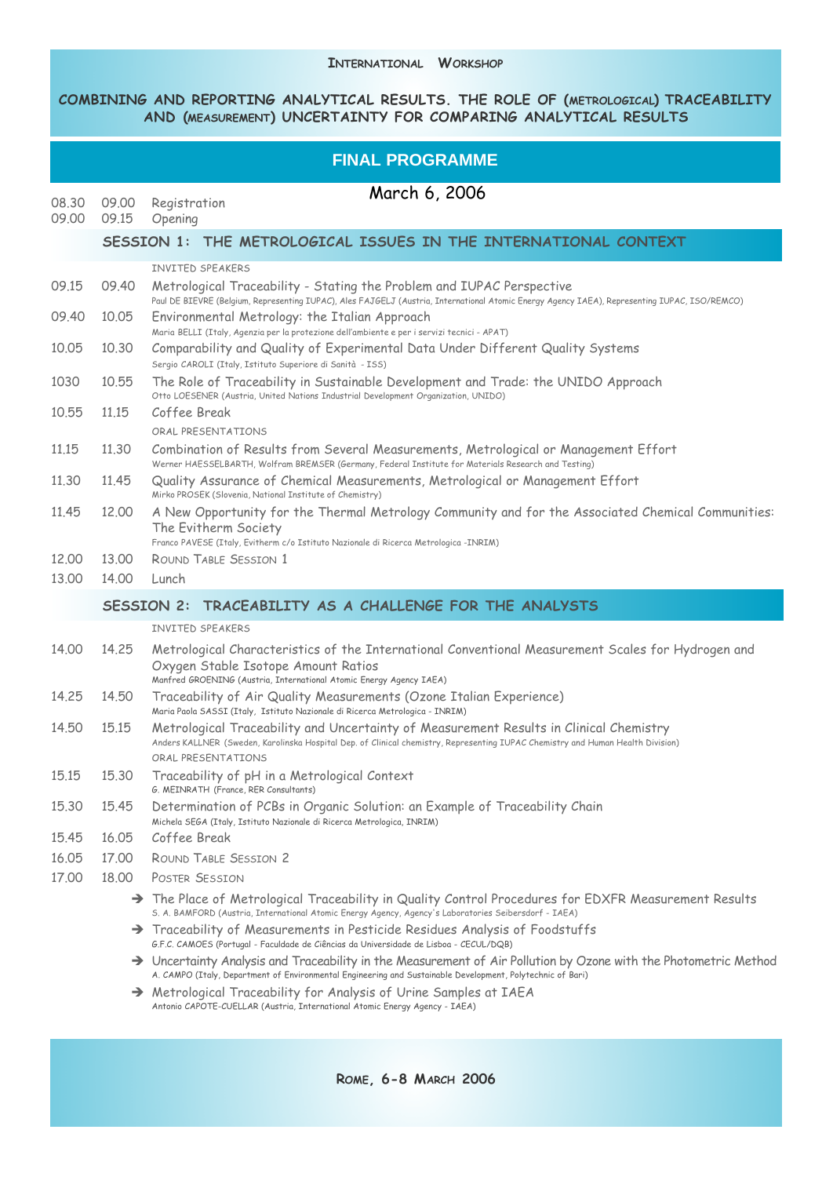International Workshop

# COMBINING AND REPORTING ANALYTICAL RESULTS. THE ROLE OF (METROLOGICAL) TRACEABILITY AND (MEASUREMENT) UNCERTAINTY FOR COMPARING ANALYTICAL RESULTS

## FINAL PROGRAMME

### March 6, 2006

| | | |
|---|---|---|
| 08.30 | 09.00 | Registration |
| 09.00 | 09.15 | Opening |

## SESSION 1: THE METROLOGICAL ISSUES IN THE INTERNATIONAL CONTEXT

INVITED SPEAKERS

| | | |
|---|---|---|
| 09.15 | 09.40 | Metrological Traceability - Stating the Problem and IUPAC Perspective<br>Paul DE BIEVRE (Belgium, Representing IUPAC), Ales FAJGELJ (Austria, International Atomic Energy Agency IAEA), Representing IUPAC, ISO/REMCO) |
| 09.40 | 10.05 | Environmental Metrology: the Italian Approach<br>Maria BELLI (Italy, Agenzia per la protezione dell'ambiente e per i servizi tecnici - APAT) |
| 10.05 | 10.30 | Comparability and Quality of Experimental Data Under Different Quality Systems<br>Sergio CAROLI (Italy, Istituto Superiore di Sanità - ISS) |
| 1030 | 10.55 | The Role of Traceability in Sustainable Development and Trade: the UNIDO Approach<br>Otto LOESENER (Austria, United Nations Industrial Development Organization, UNIDO) |
| 10.55 | 11.15 | Coffee Break |

ORAL PRESENTATIONS

| | | |
|---|---|---|
| 11.15 | 11.30 | Combination of Results from Several Measurements, Metrological or Management Effort<br>Werner HAESSELBARTH, Wolfram BREMSER (Germany, Federal Institute for Materials Research and Testing) |
| 11.30 | 11.45 | Quality Assurance of Chemical Measurements, Metrological or Management Effort<br>Mirko PROSEK (Slovenia, National Institute of Chemistry) |
| 11.45 | 12.00 | A New Opportunity for the Thermal Metrology Community and for the Associated Chemical Communities: The Evitherm Society<br>Franco PAVESE (Italy, Evitherm c/o Istituto Nazionale di Ricerca Metrologica -INRIM) |
| 12.00 | 13.00 | Round Table Session 1 |
| 13.00 | 14.00 | Lunch |

## SESSION 2: TRACEABILITY AS A CHALLENGE FOR THE ANALYSTS

INVITED SPEAKERS

| | | |
|---|---|---|
| 14.00 | 14.25 | Metrological Characteristics of the International Conventional Measurement Scales for Hydrogen and Oxygen Stable Isotope Amount Ratios<br>Manfred GROENING (Austria, International Atomic Energy Agency IAEA) |
| 14.25 | 14.50 | Traceability of Air Quality Measurements (Ozone Italian Experience)<br>Maria Paola SASSI (Italy, Istituto Nazionale di Ricerca Metrologica - INRIM) |
| 14.50 | 15.15 | Metrological Traceability and Uncertainty of Measurement Results in Clinical Chemistry<br>Anders KALLNER (Sweden, Karolinska Hospital Dep. of Clinical chemistry, Representing IUPAC Chemistry and Human Health Division) |

ORAL PRESENTATIONS

| | | |
|---|---|---|
| 15.15 | 15.30 | Traceability of pH in a Metrological Context<br>G. MEINRATH (France, RER Consultants) |
| 15.30 | 15.45 | Determination of PCBs in Organic Solution: an Example of Traceability Chain<br>Michela SEGA (Italy, Istituto Nazionale di Ricerca Metrologica, INRIM) |
| 15.45 | 16.05 | Coffee Break |
| 16.05 | 17.00 | Round Table Session 2 |
| 17.00 | 18.00 | Poster Session |

- ➔ The Place of Metrological Traceability in Quality Control Procedures for EDXFR Measurement Results
  S. A. BAMFORD (Austria, International Atomic Energy Agency, Agency's Laboratories Seibersdorf - IAEA)
- ➔ Traceability of Measurements in Pesticide Residues Analysis of Foodstuffs
  G.F.C. CAMOES (Portugal - Faculdade de Ciências da Universidade de Lisboa - CECUL/DQB)
- ➔ Uncertainty Analysis and Traceability in the Measurement of Air Pollution by Ozone with the Photometric Method
  A. CAMPO (Italy, Department of Environmental Engineering and Sustainable Development, Polytechnic of Bari)
- ➔ Metrological Traceability for Analysis of Urine Samples at IAEA
  Antonio CAPOTE-CUELLAR (Austria, International Atomic Energy Agency - IAEA)

Rome, 6-8 March 2006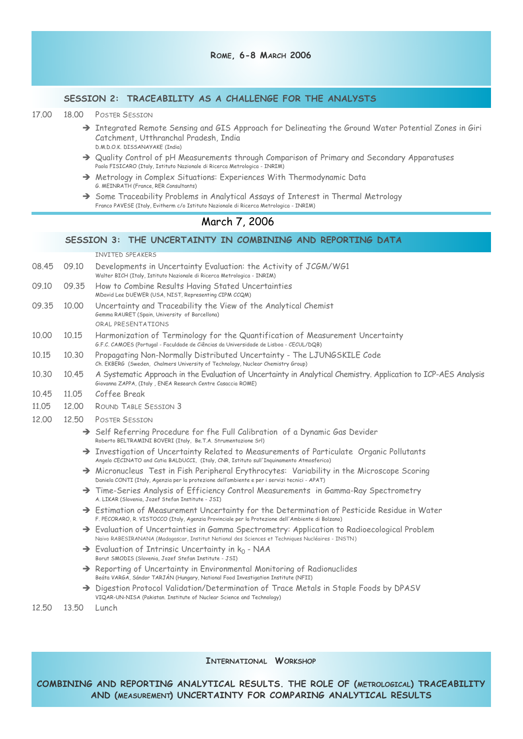## SESSION 2: TRACEABILITY AS A CHALLENGE FOR THE ANALYSTS

17.00 18.00 POSTER SESSION

- Integrated Remote Sensing and GIS Approach for Delineating the Ground Water Potential Zones in Giri Catchment, Utthranchal Pradesh, India
  D.M.D.O.K. DISSANAYAKE (India)
- Quality Control of pH Measurements through Comparison of Primary and Secondary Apparatuses
  Paola FISICARO (Italy, Istituto Nazionale di Ricerca Metrologica - INRIM)
- Metrology in Complex Situations: Experiences With Thermodynamic Data
  G. MEINRATH (France, RER Consultants)
- Some Traceability Problems in Analytical Assays of Interest in Thermal Metrology
  Franco PAVESE (Italy, Evitherm c/o Istituto Nazionale di Ricerca Metrologica - INRIM)

# March 7, 2006

## SESSION 3: THE UNCERTAINTY IN COMBINING AND REPORTING DATA

INVITED SPEAKERS

08.45 09.10 Developments in Uncertainty Evaluation: the Activity of JCGM/WG1
Walter BICH (Italy, Istituto Nazionale di Ricerca Metrologica - INRIM)

09.10 09.35 How to Combine Results Having Stated Uncertainties
MDavid Lee DUEWER (USA, NIST, Representing CIPM CCQM)

09.35 10.00 Uncertainty and Traceability the View of the Analytical Chemist
Gemma RAURET (Spain, University of Barcellona)

ORAL PRESENTATIONS

10.00 10.15 Harmonization of Terminology for the Quantification of Measurement Uncertainty
G.F.C. CAMOES (Portugal - Faculdade de Ciências da Universidade de Lisboa - CECUL/DQB)

10.15 10.30 Propagating Non-Normally Distributed Uncertainty - The LJUNGSKILE Code
Ch. EKBERG (Sweden, Chalmers University of Technology, Nuclear Chemistry Group)

10.30 10.45 A Systematic Approach in the Evaluation of Uncertainty in Analytical Chemistry. Application to ICP-AES Analysis
Giovanna ZAPPA, (Italy , ENEA Research Centre Casaccia ROME)

10.45 11.05 Coffee Break

11.05 12.00 ROUND TABLE SESSION 3

12.00 12.50 POSTER SESSION

- Self Referring Procedure for fhe Full Calibration of a Dynamic Gas Devider
  Roberto BELTRAMINI BOVERI (Italy, Be.T.A. Strumentazione Srl)
- Investigation of Uncertainty Related to Measurements of Particulate Organic Pollutants
  Angelo CECINATO and Catia BALDUCCI, (Italy, CNR, Istituto sull'Inquinamento Atmosferico)
- Micronucleus Test in Fish Peripheral Erythrocytes: Variability in the Microscope Scoring
  Daniela CONTI (Italy, Agenzia per la protezione dell'ambiente e per i servizi tecnici - APAT)
- Time-Series Analysis of Efficiency Control Measurements in Gamma-Ray Spectrometry
  A. LIKAR (Slovenia, Jozef Stefan Institute - JSI)
- Estimation of Measurement Uncertainty for the Determination of Pesticide Residue in Water
  F. PECORARO, R. VISTOCCO (Italy, Agenzia Provinciale per la Protezione dell'Ambiente di Bolzano)
- Evaluation of Uncertainties in Gamma Spectrometry: Application to Radioecological Problem
  Naivo RABESIRANANA (Madagascar, Institut National des Sciences et Techniques Nucléaires - INSTN)
- Evaluation of Intrinsic Uncertainty in $k_0$ - NAA
  Borut SMODIS (Slovenia, Jozef Stefan Institute - JSI)
- Reporting of Uncertainty in Environmental Monitoring of Radionuclides
  Beáta VARGA, Sándor TARJÁN (Hungary, National Food Investigation Institute (NFII)
- Digestion Protocol Validation/Determination of Trace Metals in Staple Foods by DPASV
  VIQAR-UN-NISA (Pakistan. Institute of Nuclear Science and Technology)

12.50 13.50 Lunch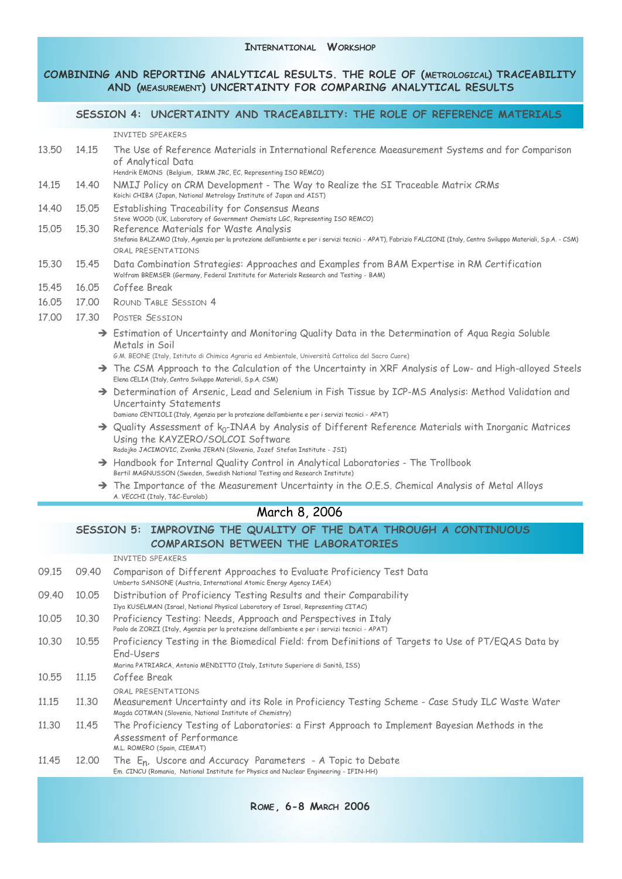International Workshop

## COMBINING AND REPORTING ANALYTICAL RESULTS. THE ROLE OF (METROLOGICAL) TRACEABILITY AND (MEASUREMENT) UNCERTAINTY FOR COMPARING ANALYTICAL RESULTS

### SESSION 4: UNCERTAINTY AND TRACEABILITY: THE ROLE OF REFERENCE MATERIALS

INVITED SPEAKERS

13.50 14.15 The Use of Reference Materials in International Reference Maeasurement Systems and for Comparison of Analytical Data
Hendrik EMONS (Belgium, IRMM JRC, EC, Representing ISO REMCO)

14.15 14.40 NMIJ Policy on CRM Development - The Way to Realize the SI Traceable Matrix CRMs
Koichi CHIBA (Japan, National Metrology Institute of Japan and AIST)

14.40 15.05 Establishing Traceability for Consensus Means
Steve WOOD (UK, Laboratory of Government Chemists LGC, Representing ISO REMCO)

15.05 15.30 Reference Materials for Waste Analysis
Stefania BALZAMO (Italy, Agenzia per la protezione dell'ambiente e per i servizi tecnici - APAT), Fabrizio FALCIONI (Italy, Centro Sviluppo Materiali, S.p.A. - CSM)

ORAL PRESENTATIONS

15.30 15.45 Data Combination Strategies: Approaches and Examples from BAM Expertise in RM Certification
Wolfram BREMSER (Germany, Federal Institute for Materials Research and Testing - BAM)

15.45 16.05 Coffee Break

16.05 17.00 Round Table Session 4

17.00 17.30 Poster Session

- Estimation of Uncertainty and Monitoring Quality Data in the Determination of Aqua Regia Soluble Metals in Soil
  G.M. BEONE (Italy, Istituto di Chimica Agraria ed Ambientale, Università Cattolica del Sacro Cuore)
- The CSM Approach to the Calculation of the Uncertainty in XRF Analysis of Low- and High-alloyed Steels
  Elena CELIA (Italy, Centro Sviluppo Materiali, S.p.A. CSM)
- Determination of Arsenic, Lead and Selenium in Fish Tissue by ICP-MS Analysis: Method Validation and Uncertainty Statements
  Damiano CENTIOLI (Italy, Agenzia per la protezione dell'ambiente e per i servizi tecnici - APAT)
- Quality Assessment of $k_0$-INAA by Analysis of Different Reference Materials with Inorganic Matrices Using the KAYZERO/SOLCOI Software
  Radojko JACIMOVIC, Zvonka JERAN (Slovenia, Jozef Stefan Institute - JSI)
- Handbook for Internal Quality Control in Analytical Laboratories - The Trollbook
  Bertil MAGNUSSON (Sweden, Swedish National Testing and Research Institute)
- The Importance of the Measurement Uncertainty in the O.E.S. Chemical Analysis of Metal Alloys
  A. VECCHI (Italy, T&C-Eurolab)

## March 8, 2006

### SESSION 5: IMPROVING THE QUALITY OF THE DATA THROUGH A CONTINUOUS COMPARISON BETWEEN THE LABORATORIES

INVITED SPEAKERS

09.15 09.40 Comparison of Different Approaches to Evaluate Proficiency Test Data
Umberto SANSONE (Austria, International Atomic Energy Agency IAEA)

09.40 10.05 Distribution of Proficiency Testing Results and their Comparability
Ilya KUSELMAN (Israel, National Physical Laboratory of Israel, Representing CITAC)

10.05 10.30 Proficiency Testing: Needs, Approach and Perspectives in Italy
Paolo de ZORZI (Italy, Agenzia per la protezione dell'ambiente e per i servizi tecnici - APAT)

10.30 10.55 Proficiency Testing in the Biomedical Field: from Definitions of Targets to Use of PT/EQAS Data by End-Users
Marina PATRIARCA, Antonio MENDITTO (Italy, Istituto Superiore di Sanità, ISS)

10.55 11.15 Coffee Break

ORAL PRESENTATIONS

11.15 11.30 Measurement Uncertainty and its Role in Proficiency Testing Scheme - Case Study ILC Waste Water
Magda COTMAN (Slovenia, National Institute of Chemistry)

11.30 11.45 The Proficiency Testing of Laboratories: a First Approach to Implement Bayesian Methods in the Assessment of Performance
M.L. ROMERO (Spain, CIEMAT)

11.45 12.00 The $E_n$, Uscore and Accuracy Parameters - A Topic to Debate
Em. CINCU (Romania, National Institute for Physics and Nuclear Engineering - IFIN-HH)

Rome, 6-8 March 2006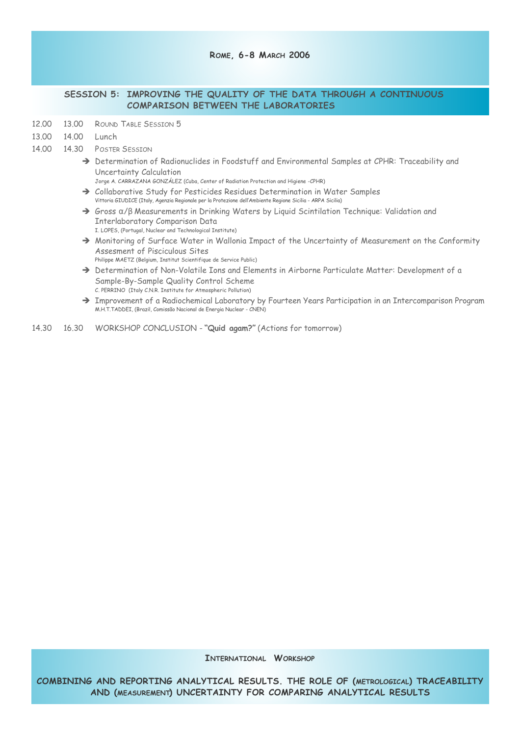## SESSION 5: IMPROVING THE QUALITY OF THE DATA THROUGH A CONTINUOUS COMPARISON BETWEEN THE LABORATORIES

12.00 13.00 Round Table Session 5

13.00 14.00 Lunch

14.00 14.30 Poster Session

- ➔ Determination of Radionuclides in Foodstuff and Environmental Samples at CPHR: Traceability and Uncertainty Calculation
  Jorge A. CARRAZANA GONZÁLEZ (Cuba, Center of Radiation Protection and Higiene -CPHR)
- ➔ Collaborative Study for Pesticides Residues Determination in Water Samples
  Vittoria GIUDICE (Italy, Agenzia Regionale per la Protezione dell'Ambiente Regione Sicilia - ARPA Sicilia)
- ➔ Gross α/β Measurements in Drinking Waters by Liquid Scintilation Technique: Validation and Interlaboratory Comparison Data
  I. LOPES, (Portugal, Nuclear and Technological Institute)
- ➔ Monitoring of Surface Water in Wallonia Impact of the Uncertainty of Measurement on the Conformity Assesment of Pisciculous Sites
  Philippe MAETZ (Belgium, Institut Scientifique de Service Public)
- ➔ Determination of Non-Volatile Ions and Elements in Airborne Particulate Matter: Development of a Sample-By-Sample Quality Control Scheme
  C. PERRINO (Italy C.N.R. Institute for Atmospheric Pollution)
- ➔ Improvement of a Radiochemical Laboratory by Fourteen Years Participation in an Intercomparison Program
  M.H.T.TADDEI, (Brazil, Comissão Nacional de Energia Nuclear - CNEN)

14.30 16.30 WORKSHOP CONCLUSION - **"Quid agam?"** (Actions for tomorrow)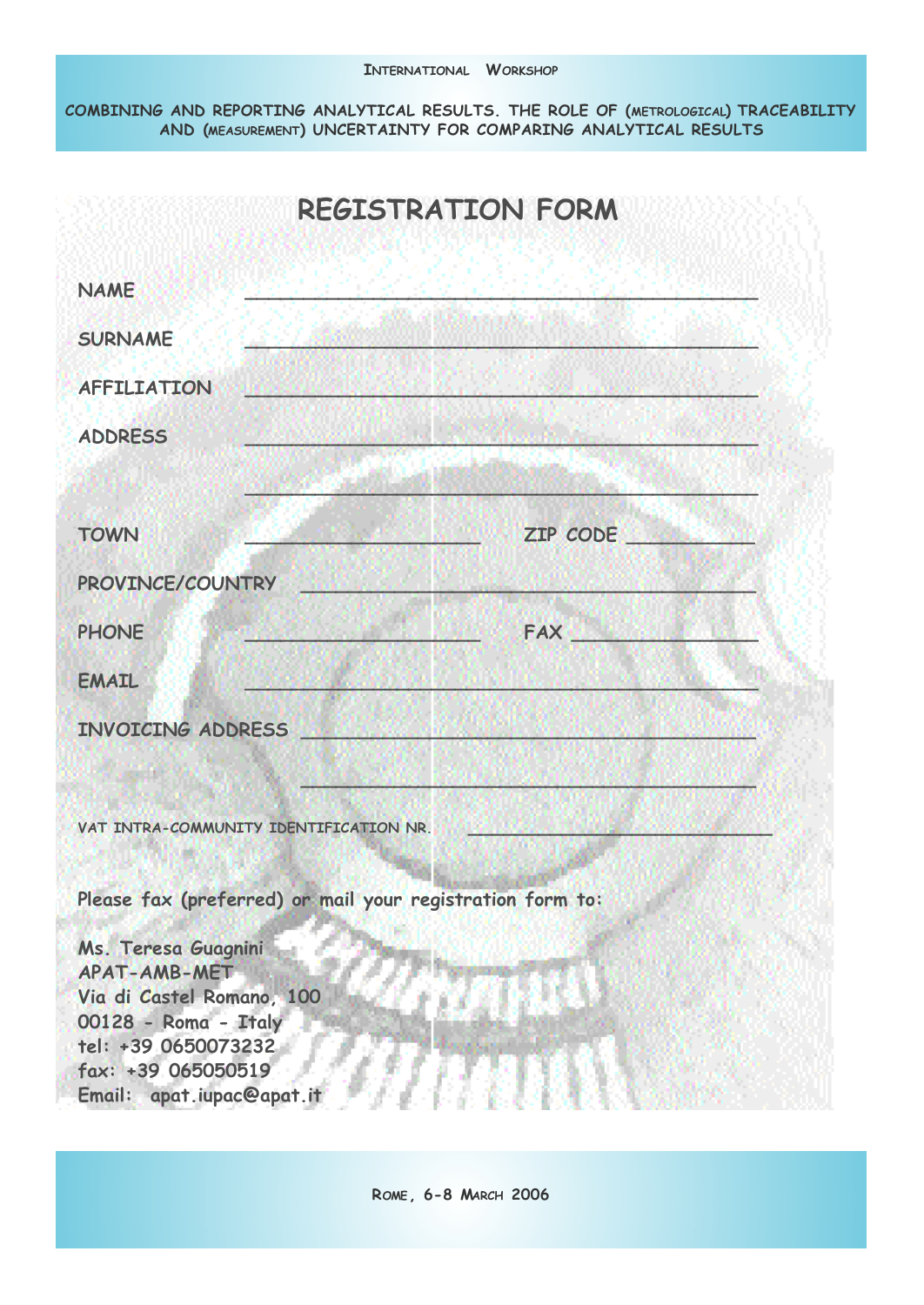# REGISTRATION FORM

NAME ____________________________________________

SURNAME ____________________________________________

AFFILIATION ____________________________________________

ADDRESS ____________________________________________

____________________________________________

TOWN ____________________ ZIP CODE __________

PROVINCE/COUNTRY ________________________________________

PHONE ____________________ FAX ______________

EMAIL ____________________________________________

INVOICING ADDRESS ________________________________________

________________________________________

VAT INTRA-COMMUNITY IDENTIFICATION NR. ______________________

Please fax (preferred) or mail your registration form to:

Ms. Teresa Guagnini
APAT-AMB-MET
Via di Castel Romano, 100
00128 - Roma - Italy
tel: +39 0650073232
fax: +39 065050519
Email: apat.iupac@apat.it